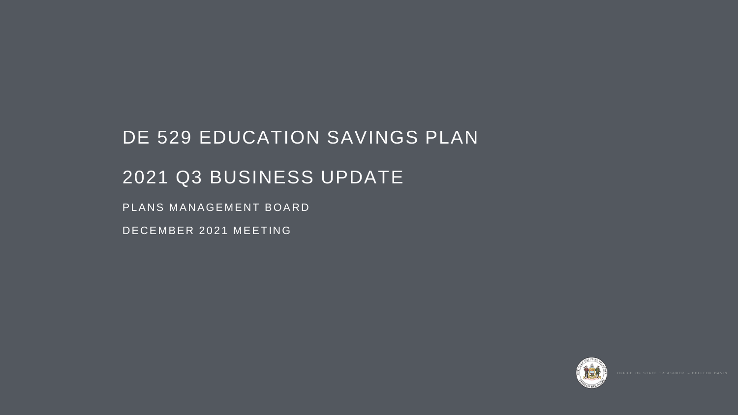# DE 529 EDUCATION SAVINGS PLAN

# 2021 Q3 BUSINESS UPDATE

PLANS MANAGEMENT BOARD

DECEMBER 2021 MEETING

OFFICE OF STATE TREASURER – COLLEEN DAVIS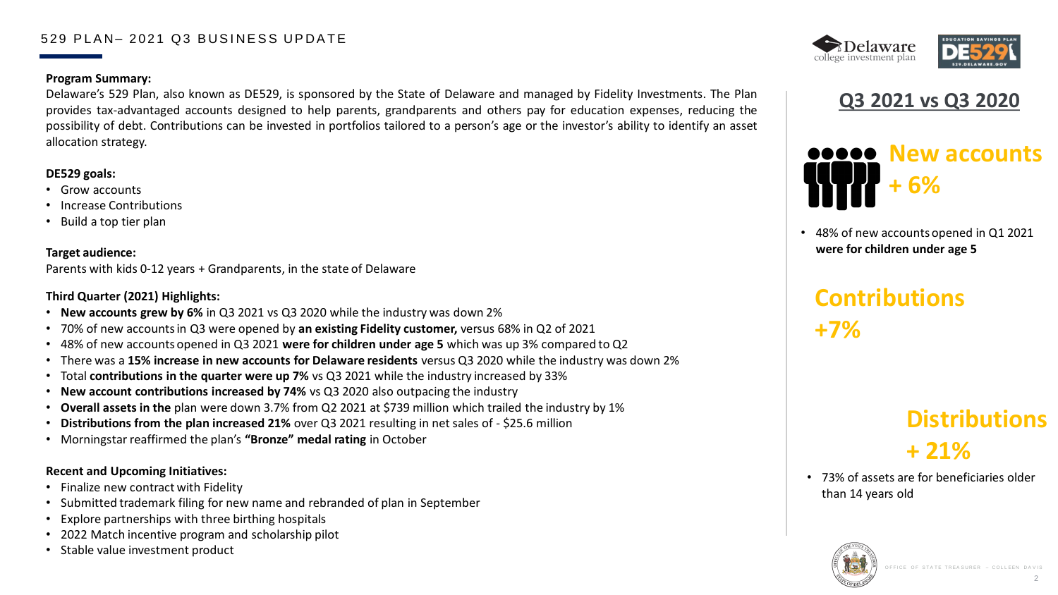# 529 PLAN– 2021 Q3 BUSINESS UPDATE

**Program Summary:**

Delaware's 529 Plan, also known as DE529, is sponsored by the State of Delaware and managed by Fidelity Investments. The Plan provides tax-advantaged accounts designed to help parents, grandparents and others pay for education expenses, reducing the possibility of debt. Contributions can be invested in portfolios tailored to a person's age or the investor's ability to identify an asset allocation strategy.

**DE529 goals:**

- Grow accounts
- Increase Contributions
- Build a top tier plan

**Target audience:**

Parents with kids 0-12 years + Grandparents, in the state of Delaware

**Third Quarter (2021) Highlights:**

- **New accounts grew by 6%** in Q3 2021 vs Q3 2020 while the industry was down 2%
- 70% of new accounts in Q3 were opened by **an existing Fidelity customer,** versus 68% in Q2 of 2021
- 48% of new accounts opened in Q3 2021 **were for children under age 5** which was up 3% compared to Q2
- There was a **15% increase in new accounts for Delaware residents** versus Q3 2020 while the industry was down 2%
- Total **contributions in the quarter were up 7%** vs Q3 2021 while the industry increased by 33%
- **New account contributions increased by 74%** vs Q3 2020 also outpacing the industry
- **Overall assets in the** plan were down 3.7% from Q2 2021 at $739 million which trailed the industry by 1%
- **Distributions from the plan increased 21%** over Q3 2021 resulting in net sales of - $25.6 million
- Morningstar reaffirmed the plan's **"Bronze" medal rating** in October

**Recent and Upcoming Initiatives:**

- Finalize new contract with Fidelity
- Submitted trademark filing for new name and rebranded of plan in September
- Explore partnerships with three birthing hospitals
- 2022 Match incentive program and scholarship pilot
- Stable value investment product

## Q3 2021 vs Q3 2020

**New accounts + 6%**

- 48% of new accounts opened in Q1 2021 **were for children under age 5**

**Contributions +7%**

**Distributions + 21%**

- 73% of assets are for beneficiaries older than 14 years old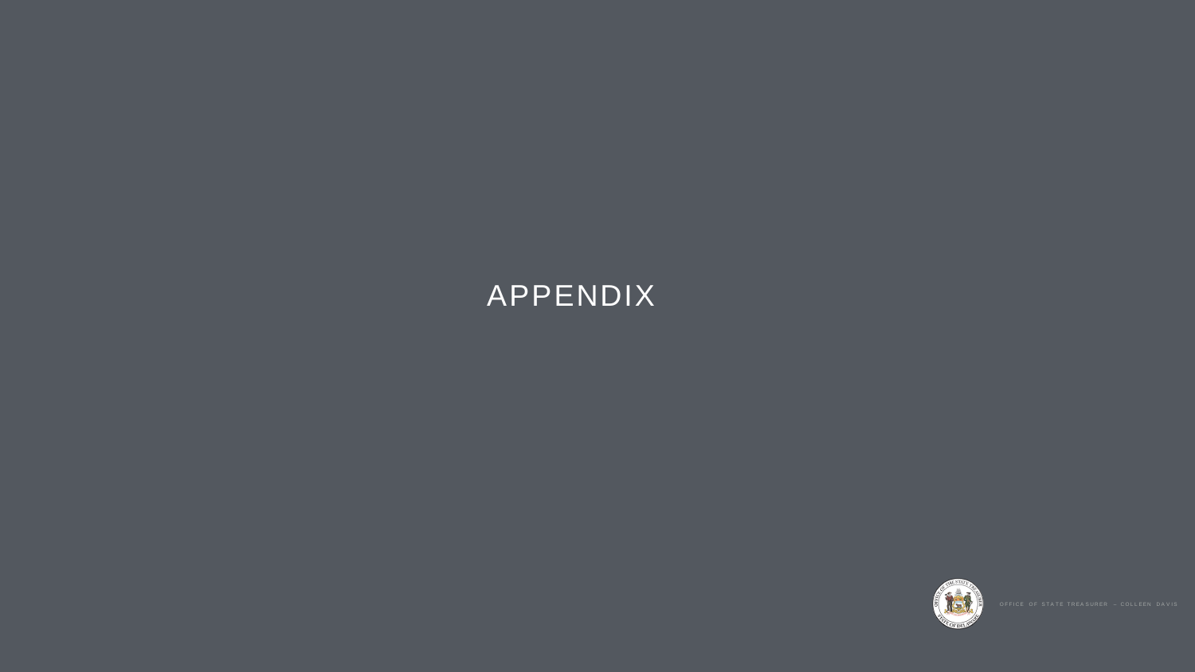# APPENDIX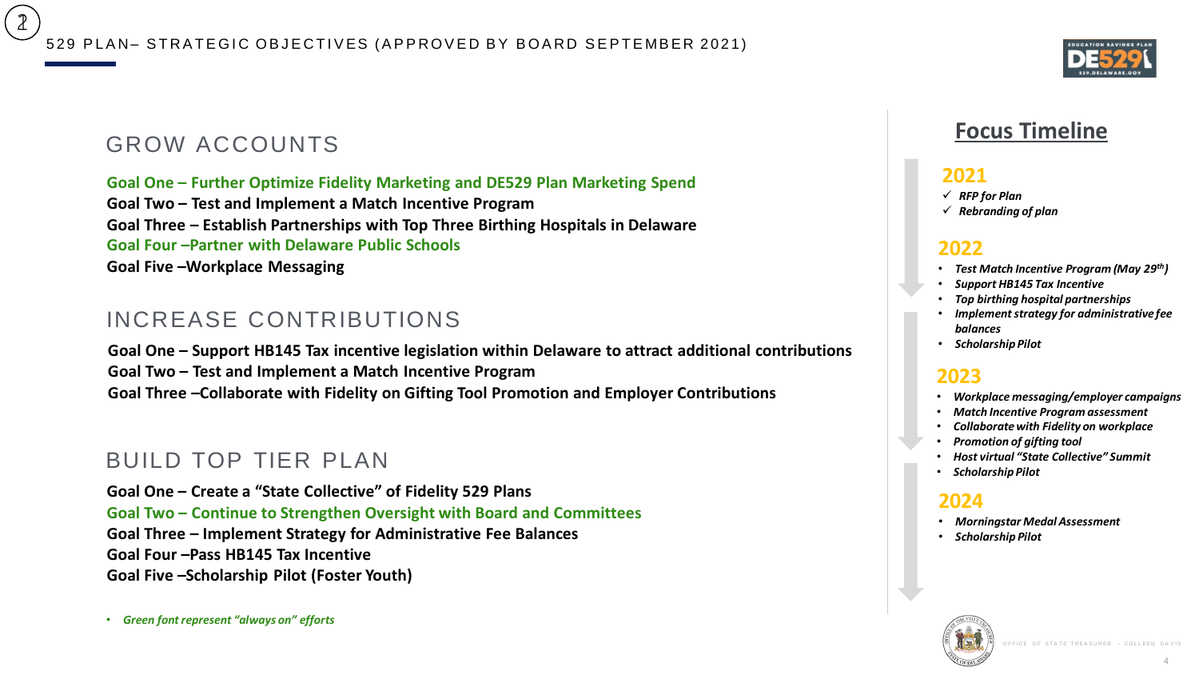# 529 PLAN– STRATEGIC OBJECTIVES (APPROVED BY BOARD SEPTEMBER 2021)

## GROW ACCOUNTS

**Goal One – Further Optimize Fidelity Marketing and DE529 Plan Marketing Spend**
**Goal Two – Test and Implement a Match Incentive Program**
**Goal Three – Establish Partnerships with Top Three Birthing Hospitals in Delaware**
**Goal Four –Partner with Delaware Public Schools**
**Goal Five –Workplace Messaging**

## INCREASE CONTRIBUTIONS

**Goal One – Support HB145 Tax incentive legislation within Delaware to attract additional contributions**
**Goal Two – Test and Implement a Match Incentive Program**
**Goal Three –Collaborate with Fidelity on Gifting Tool Promotion and Employer Contributions**

## BUILD TOP TIER PLAN

**Goal One – Create a "State Collective" of Fidelity 529 Plans**
**Goal Two – Continue to Strengthen Oversight with Board and Committees**
**Goal Three – Implement Strategy for Administrative Fee Balances**
**Goal Four –Pass HB145 Tax Incentive**
**Goal Five –Scholarship Pilot (Foster Youth)**

- *Green font represent "always on" efforts*

## Focus Timeline

### 2021

- ✓ *RFP for Plan*
- ✓ *Rebranding of plan*

### 2022

- *Test Match Incentive Program (May 29th)*
- *Support HB145 Tax Incentive*
- *Top birthing hospital partnerships*
- *Implement strategy for administrative fee balances*
- *Scholarship Pilot*

### 2023

- *Workplace messaging/employer campaigns*
- *Match Incentive Program assessment*
- *Collaborate with Fidelity on workplace*
- *Promotion of gifting tool*
- *Host virtual "State Collective" Summit*
- *Scholarship Pilot*

### 2024

- *Morningstar Medal Assessment*
- *Scholarship Pilot*

OFFICE OF STATE TREASURER – COLLEEN DAVIS